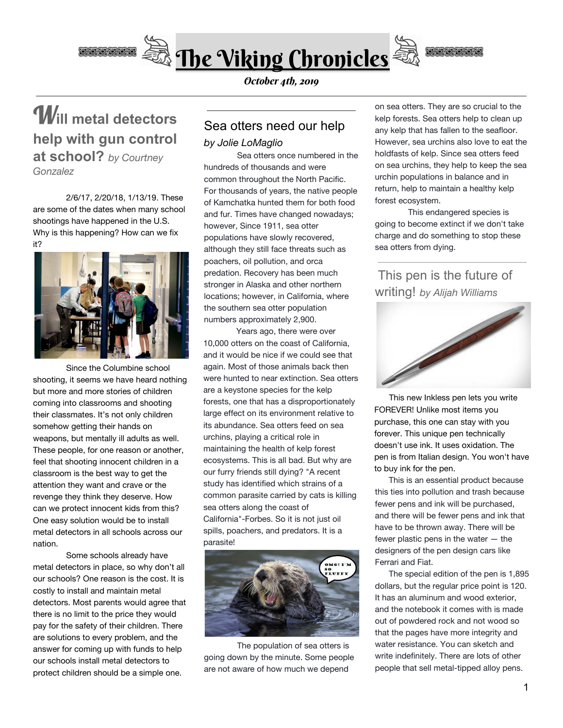# The Viking Chronicles

*October 4th, 2019*

## Will metal detectors help with gun control at school? *by Courtney Gonzalez*

2/6/17, 2/20/18, 1/13/19. These are some of the dates when many school shootings have happened in the U.S. Why is this happening? How can we fix it?

Since the Columbine school shooting, it seems we have heard nothing but more and more stories of children coming into classrooms and shooting their classmates. It's not only children somehow getting their hands on weapons, but mentally ill adults as well. These people, for one reason or another, feel that shooting innocent children in a classroom is the best way to get the attention they want and crave or the revenge they think they deserve. How can we protect innocent kids from this? One easy solution would be to install metal detectors in all schools across our nation.

Some schools already have metal detectors in place, so why don't all our schools? One reason is the cost. It is costly to install and maintain metal detectors. Most parents would agree that there is no limit to the price they would pay for the safety of their children. There are solutions to every problem, and the answer for coming up with funds to help our schools install metal detectors to protect children should be a simple one.

## Sea otters need our help

*by Jolie LoMaglio*

Sea otters once numbered in the hundreds of thousands and were common throughout the North Pacific. For thousands of years, the native people of Kamchatka hunted them for both food and fur. Times have changed nowadays; however, Since 1911, sea otter populations have slowly recovered, although they still face threats such as poachers, oil pollution, and orca predation. Recovery has been much stronger in Alaska and other northern locations; however, in California, where the southern sea otter population numbers approximately 2,900.

Years ago, there were over 10,000 otters on the coast of California, and it would be nice if we could see that again. Most of those animals back then were hunted to near extinction. Sea otters are a keystone species for the kelp forests, one that has a disproportionately large effect on its environment relative to its abundance. Sea otters feed on sea urchins, playing a critical role in maintaining the health of kelp forest ecosystems. This is all bad. But why are our furry friends still dying? "A recent study has identified which strains of a common parasite carried by cats is killing sea otters along the coast of California"-Forbes. So it is not just oil spills, poachers, and predators. It is a parasite!

The population of sea otters is going down by the minute. Some people are not aware of how much we depend on sea otters. They are so crucial to the kelp forests. Sea otters help to clean up any kelp that has fallen to the seafloor. However, sea urchins also love to eat the holdfasts of kelp. Since sea otters feed on sea urchins, they help to keep the sea urchin populations in balance and in return, help to maintain a healthy kelp forest ecosystem.

This endangered species is going to become extinct if we don't take charge and do something to stop these sea otters from dying.

## This pen is the future of writing! *by Alijah Williams*

This new Inkless pen lets you write FOREVER! Unlike most items you purchase, this one can stay with you forever. This unique pen technically doesn't use ink. It uses oxidation. The pen is from Italian design. You won't have to buy ink for the pen.

This is an essential product because this ties into pollution and trash because fewer pens and ink will be purchased, and there will be fewer pens and ink that have to be thrown away. There will be fewer plastic pens in the water — the designers of the pen design cars like Ferrari and Fiat.

The special edition of the pen is 1,895 dollars, but the regular price point is 120. It has an aluminum and wood exterior, and the notebook it comes with is made out of powdered rock and not wood so that the pages have more integrity and water resistance. You can sketch and write indefinitely. There are lots of other people that sell metal-tipped alloy pens.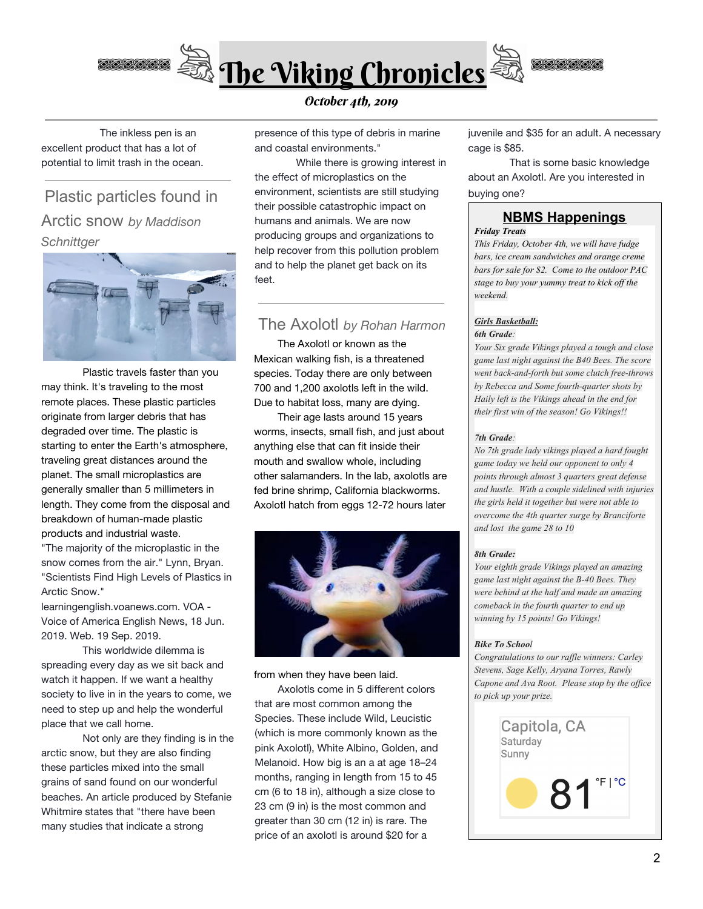# The Viking Chronicles

*October 4th, 2019*

The inkless pen is an excellent product that has a lot of potential to limit trash in the ocean.

## Plastic particles found in Arctic snow *by Maddison Schnittger*

Plastic travels faster than you may think. It's traveling to the most remote places. These plastic particles originate from larger debris that has degraded over time. The plastic is starting to enter the Earth's atmosphere, traveling great distances around the planet. The small microplastics are generally smaller than 5 millimeters in length. They come from the disposal and breakdown of human-made plastic products and industrial waste. "The majority of the microplastic in the snow comes from the air." Lynn, Bryan. "Scientists Find High Levels of Plastics in Arctic Snow." learningenglish.voanews.com. VOA - Voice of America English News, 18 Jun. 2019. Web. 19 Sep. 2019.

This worldwide dilemma is spreading every day as we sit back and watch it happen. If we want a healthy society to live in in the years to come, we need to step up and help the wonderful place that we call home.

Not only are they finding is in the arctic snow, but they are also finding these particles mixed into the small grains of sand found on our wonderful beaches. An article produced by Stefanie Whitmire states that "there have been many studies that indicate a strong presence of this type of debris in marine and coastal environments."

While there is growing interest in the effect of microplastics on the environment, scientists are still studying their possible catastrophic impact on humans and animals. We are now producing groups and organizations to help recover from this pollution problem and to help the planet get back on its feet.

## The Axolotl *by Rohan Harmon*

The Axolotl or known as the Mexican walking fish, is a threatened species. Today there are only between 700 and 1,200 axolotls left in the wild. Due to habitat loss, many are dying.

Their age lasts around 15 years worms, insects, small fish, and just about anything else that can fit inside their mouth and swallow whole, including other salamanders. In the lab, axolotls are fed brine shrimp, California blackworms. Axolotl hatch from eggs 12-72 hours later from when they have been laid.

Axolotls come in 5 different colors that are most common among the Species. These include Wild, Leucistic (which is more commonly known as the pink Axolotl), White Albino, Golden, and Melanoid. How big is an a at age 18–24 months, ranging in length from 15 to 45 cm (6 to 18 in), although a size close to 23 cm (9 in) is the most common and greater than 30 cm (12 in) is rare. The price of an axolotl is around $20 for a juvenile and $35 for an adult. A necessary cage is $85.

That is some basic knowledge about an Axolotl. Are you interested in buying one?

## NBMS Happenings

***Friday Treats***

*This Friday, October 4th, we will have fudge bars, ice cream sandwiches and orange creme bars for sale for $2. Come to the outdoor PAC stage to buy your yummy treat to kick off the weekend.*

***Girls Basketball:***

***6th Grade:***

*Your Six grade Vikings played a tough and close game last night against the B40 Bees. The score went back-and-forth but some clutch free-throws by Rebecca and Some fourth-quarter shots by Haily left is the Vikings ahead in the end for their first win of the season! Go Vikings!!*

***7th Grade:***

*No 7th grade lady vikings played a hard fought game today we held our opponent to only 4 points through almost 3 quarters great defense and hustle. With a couple sidelined with injuries the girls held it together but were not able to overcome the 4th quarter surge by Branciforte and lost the game 28 to 10*

***8th Grade:***

*Your eighth grade Vikings played an amazing game last night against the B-40 Bees. They were behind at the half and made an amazing comeback in the fourth quarter to end up winning by 15 points! Go Vikings!*

***Bike To School***

*Congratulations to our raffle winners: Carley Stevens, Sage Kelly, Aryana Torres, Rawly Capone and Ava Root. Please stop by the office to pick up your prize.*

Capitola, CA
Saturday
Sunny
81 °F | °C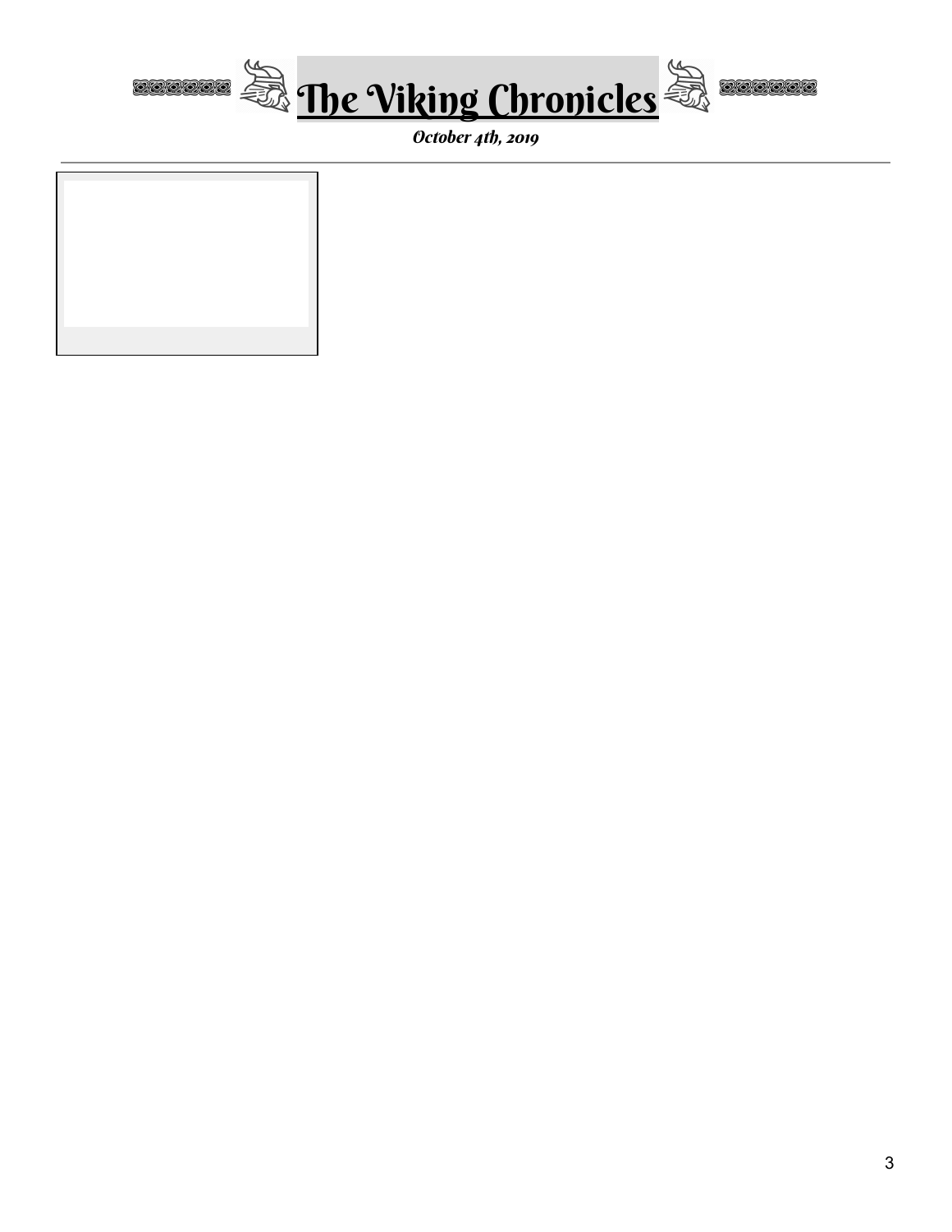# The Viking Chronicles

*October 4th, 2019*